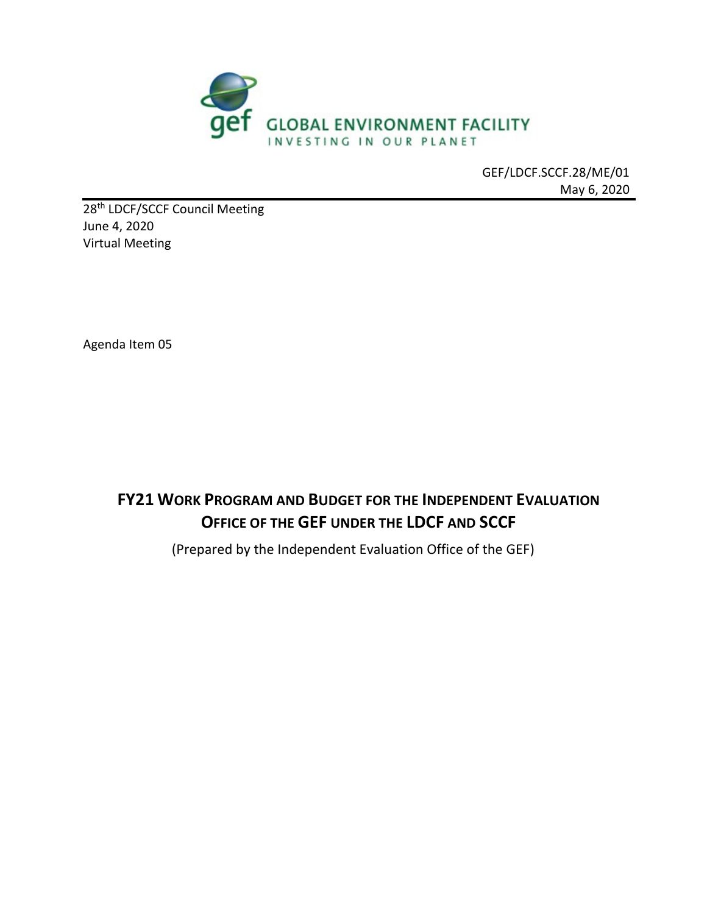GLOBAL ENVIRONMENT FACILITY
INVESTING IN OUR PLANET

GEF/LDCF.SCCF.28/ME/01
May 6, 2020

28th LDCF/SCCF Council Meeting
June 4, 2020
Virtual Meeting

Agenda Item 05

# FY21 WORK PROGRAM AND BUDGET FOR THE INDEPENDENT EVALUATION OFFICE OF THE GEF UNDER THE LDCF AND SCCF

(Prepared by the Independent Evaluation Office of the GEF)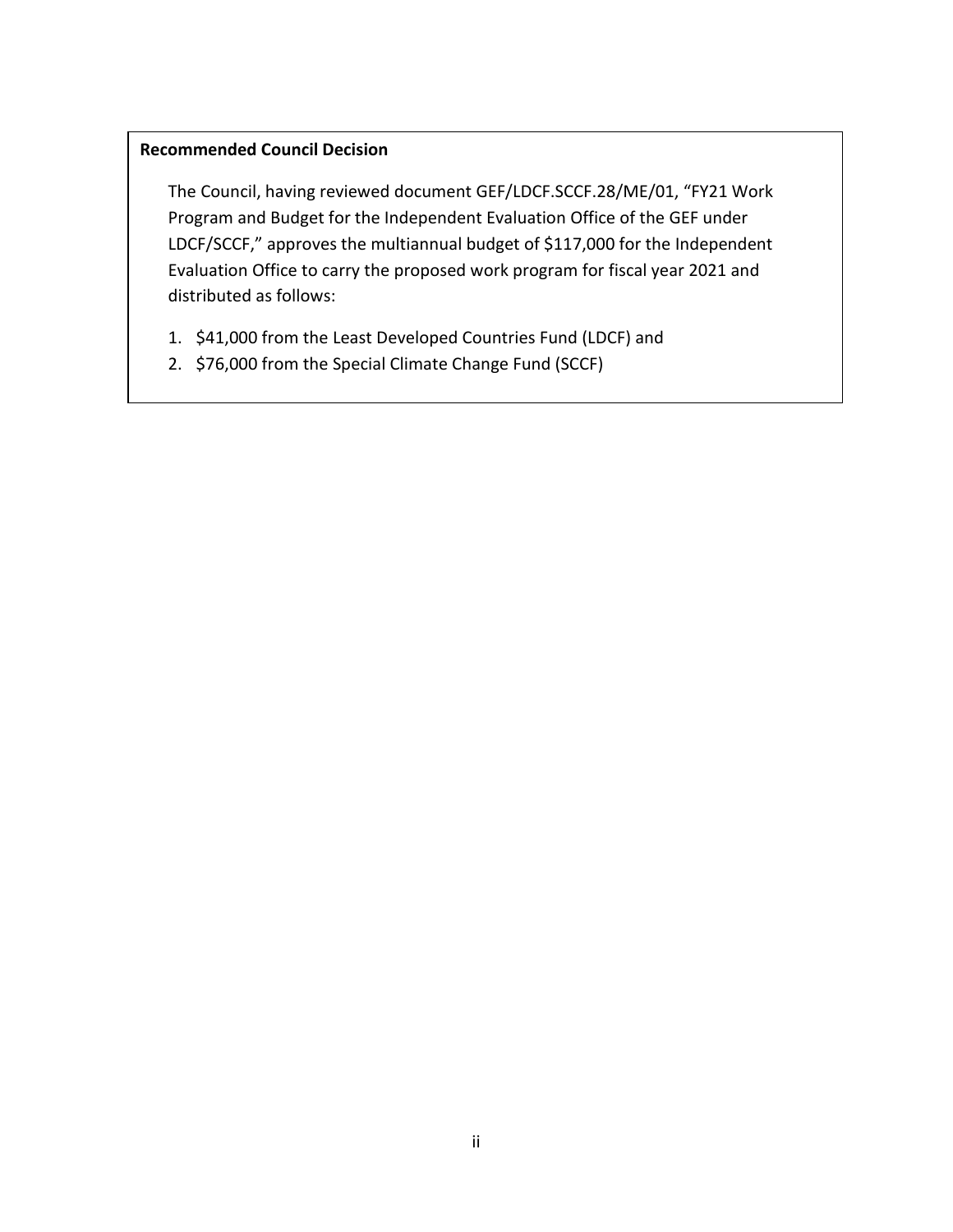**Recommended Council Decision**

The Council, having reviewed document GEF/LDCF.SCCF.28/ME/01, "FY21 Work Program and Budget for the Independent Evaluation Office of the GEF under LDCF/SCCF," approves the multiannual budget of $117,000 for the Independent Evaluation Office to carry the proposed work program for fiscal year 2021 and distributed as follows:

1. $41,000 from the Least Developed Countries Fund (LDCF) and
2. $76,000 from the Special Climate Change Fund (SCCF)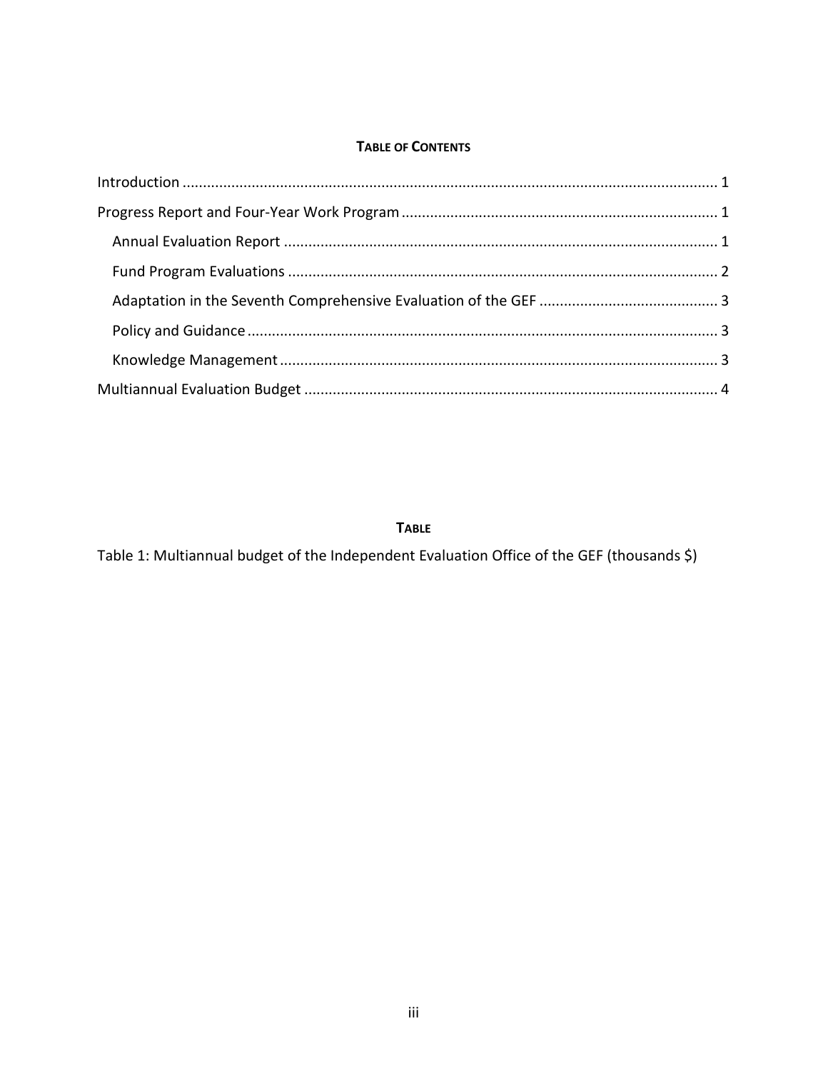**TABLE OF CONTENTS**

Introduction ..................................................................................................................... 1

Progress Report and Four-Year Work Program .............................................................................. 1

Annual Evaluation Report ........................................................................................... 1

Fund Program Evaluations ......................................................................................... 2

Adaptation in the Seventh Comprehensive Evaluation of the GEF ............................................ 3

Policy and Guidance ................................................................................................... 3

Knowledge Management ............................................................................................ 3

Multiannual Evaluation Budget ..................................................................................... 4

**TABLE**

Table 1: Multiannual budget of the Independent Evaluation Office of the GEF (thousands $)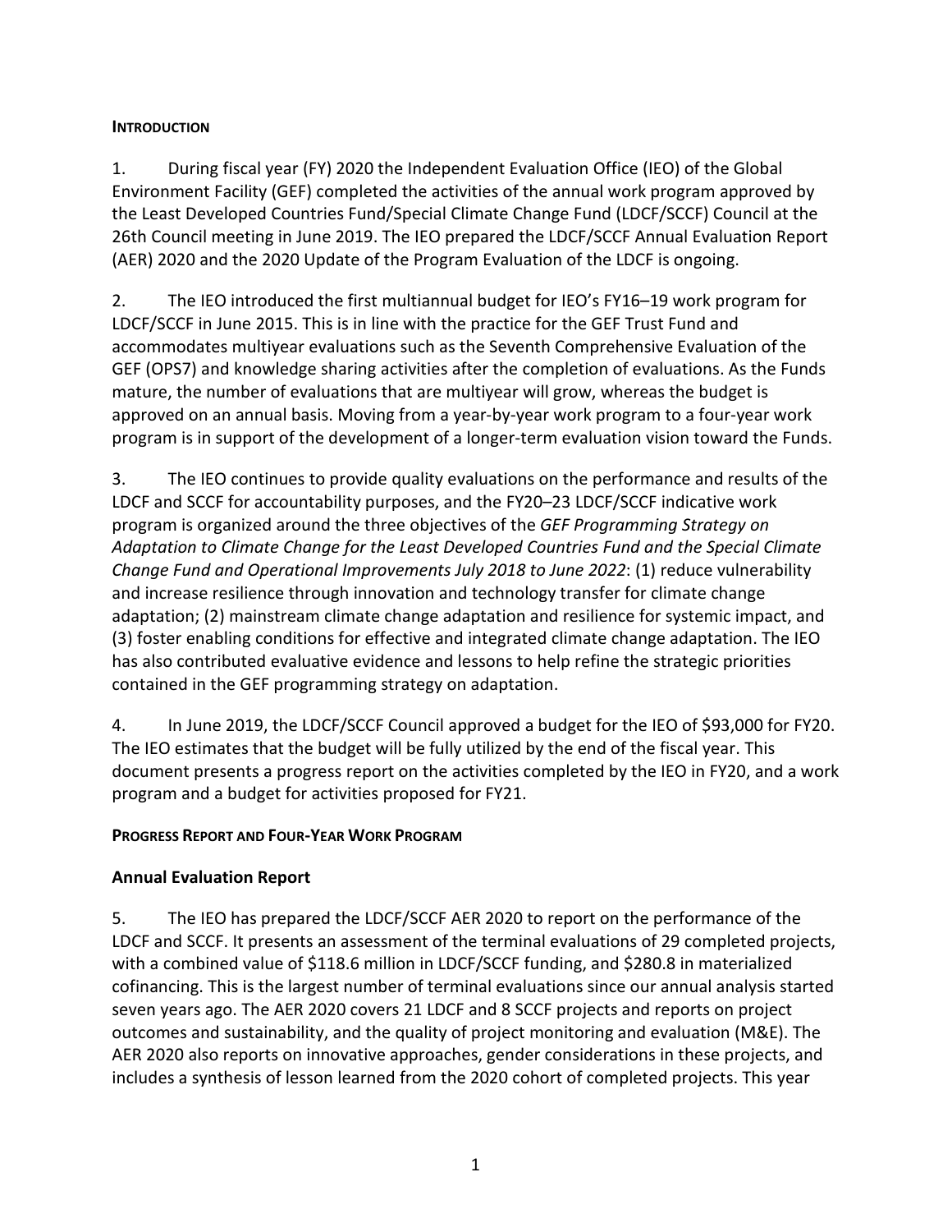**INTRODUCTION**

1. During fiscal year (FY) 2020 the Independent Evaluation Office (IEO) of the Global Environment Facility (GEF) completed the activities of the annual work program approved by the Least Developed Countries Fund/Special Climate Change Fund (LDCF/SCCF) Council at the 26th Council meeting in June 2019. The IEO prepared the LDCF/SCCF Annual Evaluation Report (AER) 2020 and the 2020 Update of the Program Evaluation of the LDCF is ongoing.

2. The IEO introduced the first multiannual budget for IEO's FY16–19 work program for LDCF/SCCF in June 2015. This is in line with the practice for the GEF Trust Fund and accommodates multiyear evaluations such as the Seventh Comprehensive Evaluation of the GEF (OPS7) and knowledge sharing activities after the completion of evaluations. As the Funds mature, the number of evaluations that are multiyear will grow, whereas the budget is approved on an annual basis. Moving from a year-by-year work program to a four-year work program is in support of the development of a longer-term evaluation vision toward the Funds.

3. The IEO continues to provide quality evaluations on the performance and results of the LDCF and SCCF for accountability purposes, and the FY20–23 LDCF/SCCF indicative work program is organized around the three objectives of the *GEF Programming Strategy on Adaptation to Climate Change for the Least Developed Countries Fund and the Special Climate Change Fund and Operational Improvements July 2018 to June 2022*: (1) reduce vulnerability and increase resilience through innovation and technology transfer for climate change adaptation; (2) mainstream climate change adaptation and resilience for systemic impact, and (3) foster enabling conditions for effective and integrated climate change adaptation. The IEO has also contributed evaluative evidence and lessons to help refine the strategic priorities contained in the GEF programming strategy on adaptation.

4. In June 2019, the LDCF/SCCF Council approved a budget for the IEO of $93,000 for FY20. The IEO estimates that the budget will be fully utilized by the end of the fiscal year. This document presents a progress report on the activities completed by the IEO in FY20, and a work program and a budget for activities proposed for FY21.

**PROGRESS REPORT AND FOUR-YEAR WORK PROGRAM**

## Annual Evaluation Report

5. The IEO has prepared the LDCF/SCCF AER 2020 to report on the performance of the LDCF and SCCF. It presents an assessment of the terminal evaluations of 29 completed projects, with a combined value of $118.6 million in LDCF/SCCF funding, and $280.8 in materialized cofinancing. This is the largest number of terminal evaluations since our annual analysis started seven years ago. The AER 2020 covers 21 LDCF and 8 SCCF projects and reports on project outcomes and sustainability, and the quality of project monitoring and evaluation (M&E). The AER 2020 also reports on innovative approaches, gender considerations in these projects, and includes a synthesis of lesson learned from the 2020 cohort of completed projects. This year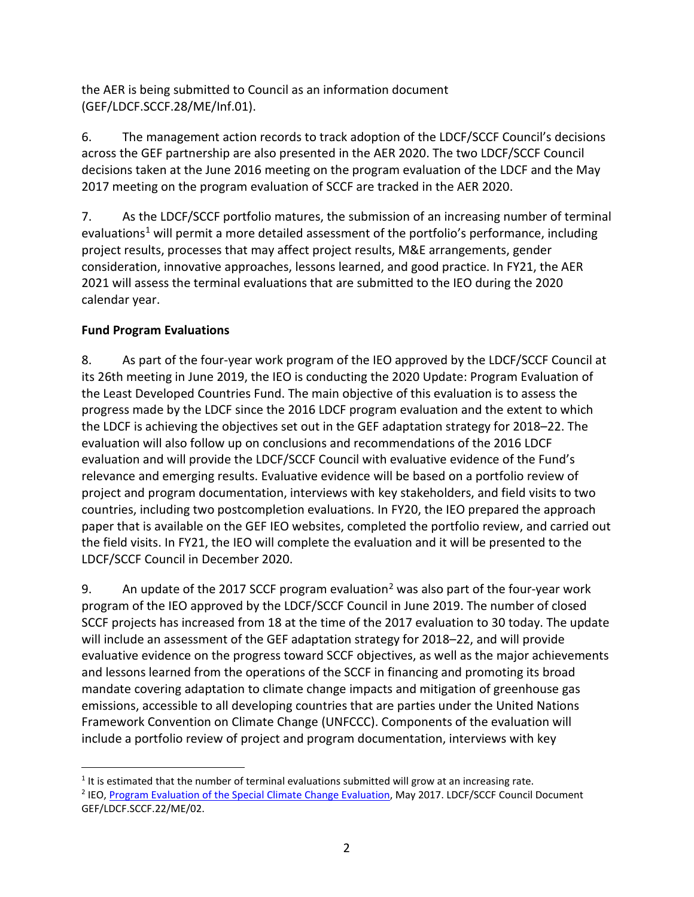the AER is being submitted to Council as an information document (GEF/LDCF.SCCF.28/ME/Inf.01).

6. The management action records to track adoption of the LDCF/SCCF Council's decisions across the GEF partnership are also presented in the AER 2020. The two LDCF/SCCF Council decisions taken at the June 2016 meeting on the program evaluation of the LDCF and the May 2017 meeting on the program evaluation of SCCF are tracked in the AER 2020.

7. As the LDCF/SCCF portfolio matures, the submission of an increasing number of terminal evaluations[1] will permit a more detailed assessment of the portfolio's performance, including project results, processes that may affect project results, M&E arrangements, gender consideration, innovative approaches, lessons learned, and good practice. In FY21, the AER 2021 will assess the terminal evaluations that are submitted to the IEO during the 2020 calendar year.

**Fund Program Evaluations**

8. As part of the four-year work program of the IEO approved by the LDCF/SCCF Council at its 26th meeting in June 2019, the IEO is conducting the 2020 Update: Program Evaluation of the Least Developed Countries Fund. The main objective of this evaluation is to assess the progress made by the LDCF since the 2016 LDCF program evaluation and the extent to which the LDCF is achieving the objectives set out in the GEF adaptation strategy for 2018–22. The evaluation will also follow up on conclusions and recommendations of the 2016 LDCF evaluation and will provide the LDCF/SCCF Council with evaluative evidence of the Fund's relevance and emerging results. Evaluative evidence will be based on a portfolio review of project and program documentation, interviews with key stakeholders, and field visits to two countries, including two postcompletion evaluations. In FY20, the IEO prepared the approach paper that is available on the GEF IEO websites, completed the portfolio review, and carried out the field visits. In FY21, the IEO will complete the evaluation and it will be presented to the LDCF/SCCF Council in December 2020.

9. An update of the 2017 SCCF program evaluation[2] was also part of the four-year work program of the IEO approved by the LDCF/SCCF Council in June 2019. The number of closed SCCF projects has increased from 18 at the time of the 2017 evaluation to 30 today. The update will include an assessment of the GEF adaptation strategy for 2018–22, and will provide evaluative evidence on the progress toward SCCF objectives, as well as the major achievements and lessons learned from the operations of the SCCF in financing and promoting its broad mandate covering adaptation to climate change impacts and mitigation of greenhouse gas emissions, accessible to all developing countries that are parties under the United Nations Framework Convention on Climate Change (UNFCCC). Components of the evaluation will include a portfolio review of project and program documentation, interviews with key

---

[1] It is estimated that the number of terminal evaluations submitted will grow at an increasing rate.

[2] IEO, Program Evaluation of the Special Climate Change Evaluation, May 2017. LDCF/SCCF Council Document GEF/LDCF.SCCF.22/ME/02.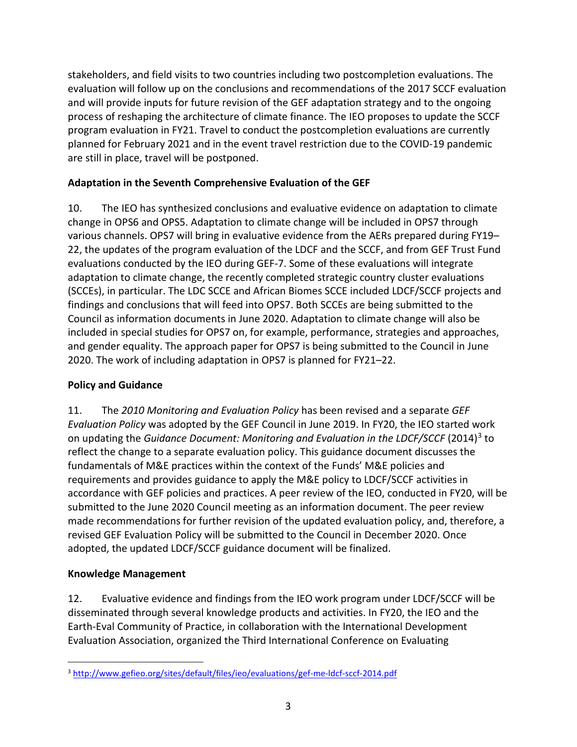stakeholders, and field visits to two countries including two postcompletion evaluations. The evaluation will follow up on the conclusions and recommendations of the 2017 SCCF evaluation and will provide inputs for future revision of the GEF adaptation strategy and to the ongoing process of reshaping the architecture of climate finance. The IEO proposes to update the SCCF program evaluation in FY21. Travel to conduct the postcompletion evaluations are currently planned for February 2021 and in the event travel restriction due to the COVID-19 pandemic are still in place, travel will be postponed.

### Adaptation in the Seventh Comprehensive Evaluation of the GEF

10. The IEO has synthesized conclusions and evaluative evidence on adaptation to climate change in OPS6 and OPS5. Adaptation to climate change will be included in OPS7 through various channels. OPS7 will bring in evaluative evidence from the AERs prepared during FY19–22, the updates of the program evaluation of the LDCF and the SCCF, and from GEF Trust Fund evaluations conducted by the IEO during GEF-7. Some of these evaluations will integrate adaptation to climate change, the recently completed strategic country cluster evaluations (SCCEs), in particular. The LDC SCCE and African Biomes SCCE included LDCF/SCCF projects and findings and conclusions that will feed into OPS7. Both SCCEs are being submitted to the Council as information documents in June 2020. Adaptation to climate change will also be included in special studies for OPS7 on, for example, performance, strategies and approaches, and gender equality. The approach paper for OPS7 is being submitted to the Council in June 2020. The work of including adaptation in OPS7 is planned for FY21–22.

### Policy and Guidance

11. The *2010 Monitoring and Evaluation Policy* has been revised and a separate *GEF Evaluation Policy* was adopted by the GEF Council in June 2019. In FY20, the IEO started work on updating the *Guidance Document: Monitoring and Evaluation in the LDCF/SCCF* (2014)[3] to reflect the change to a separate evaluation policy. This guidance document discusses the fundamentals of M&E practices within the context of the Funds' M&E policies and requirements and provides guidance to apply the M&E policy to LDCF/SCCF activities in accordance with GEF policies and practices. A peer review of the IEO, conducted in FY20, will be submitted to the June 2020 Council meeting as an information document. The peer review made recommendations for further revision of the updated evaluation policy, and, therefore, a revised GEF Evaluation Policy will be submitted to the Council in December 2020. Once adopted, the updated LDCF/SCCF guidance document will be finalized.

### Knowledge Management

12. Evaluative evidence and findings from the IEO work program under LDCF/SCCF will be disseminated through several knowledge products and activities. In FY20, the IEO and the Earth-Eval Community of Practice, in collaboration with the International Development Evaluation Association, organized the Third International Conference on Evaluating

[3] http://www.gefieo.org/sites/default/files/ieo/evaluations/gef-me-ldcf-sccf-2014.pdf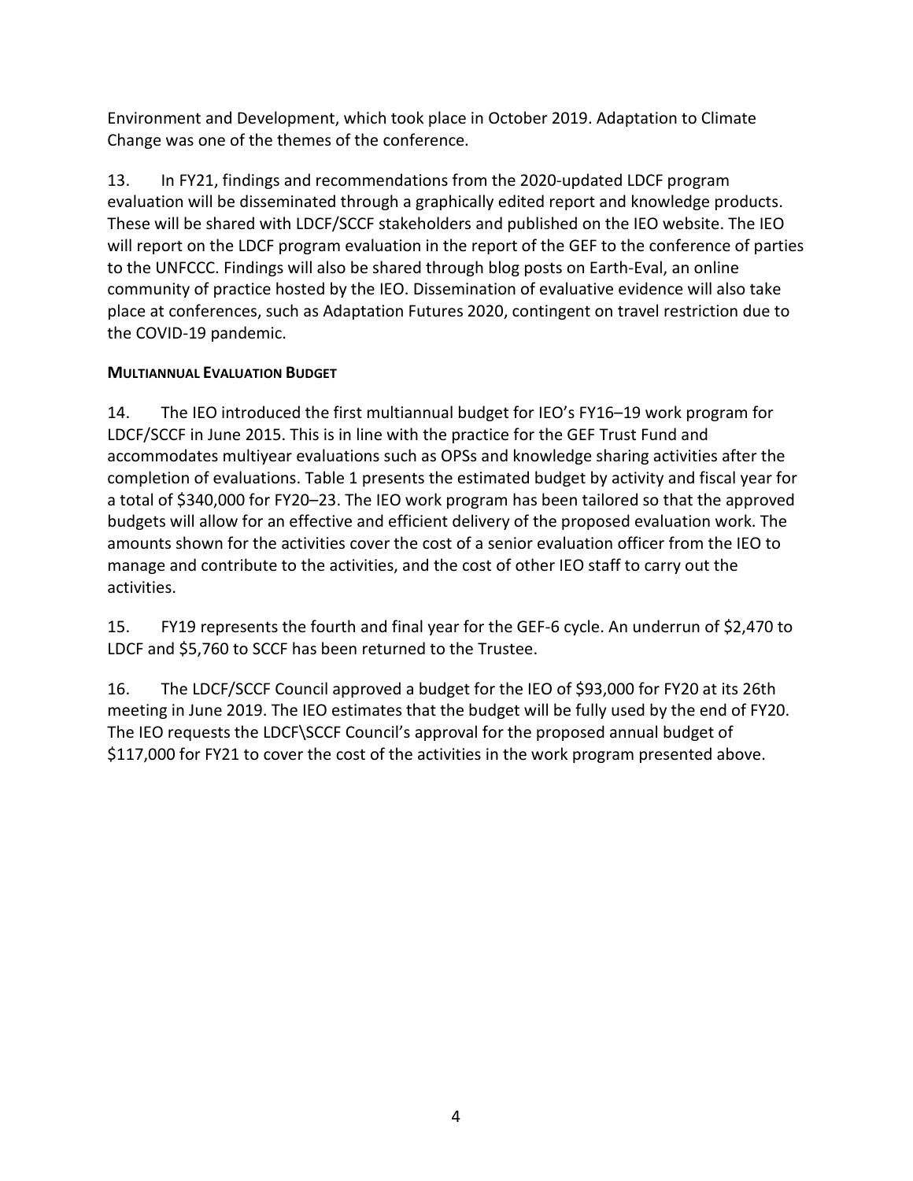Environment and Development, which took place in October 2019. Adaptation to Climate Change was one of the themes of the conference.

13. In FY21, findings and recommendations from the 2020-updated LDCF program evaluation will be disseminated through a graphically edited report and knowledge products. These will be shared with LDCF/SCCF stakeholders and published on the IEO website. The IEO will report on the LDCF program evaluation in the report of the GEF to the conference of parties to the UNFCCC. Findings will also be shared through blog posts on Earth-Eval, an online community of practice hosted by the IEO. Dissemination of evaluative evidence will also take place at conferences, such as Adaptation Futures 2020, contingent on travel restriction due to the COVID-19 pandemic.

**MULTIANNUAL EVALUATION BUDGET**

14. The IEO introduced the first multiannual budget for IEO's FY16–19 work program for LDCF/SCCF in June 2015. This is in line with the practice for the GEF Trust Fund and accommodates multiyear evaluations such as OPSs and knowledge sharing activities after the completion of evaluations. Table 1 presents the estimated budget by activity and fiscal year for a total of $340,000 for FY20–23. The IEO work program has been tailored so that the approved budgets will allow for an effective and efficient delivery of the proposed evaluation work. The amounts shown for the activities cover the cost of a senior evaluation officer from the IEO to manage and contribute to the activities, and the cost of other IEO staff to carry out the activities.

15. FY19 represents the fourth and final year for the GEF-6 cycle. An underrun of $2,470 to LDCF and $5,760 to SCCF has been returned to the Trustee.

16. The LDCF/SCCF Council approved a budget for the IEO of $93,000 for FY20 at its 26th meeting in June 2019. The IEO estimates that the budget will be fully used by the end of FY20. The IEO requests the LDCF\SCCF Council's approval for the proposed annual budget of $117,000 for FY21 to cover the cost of the activities in the work program presented above.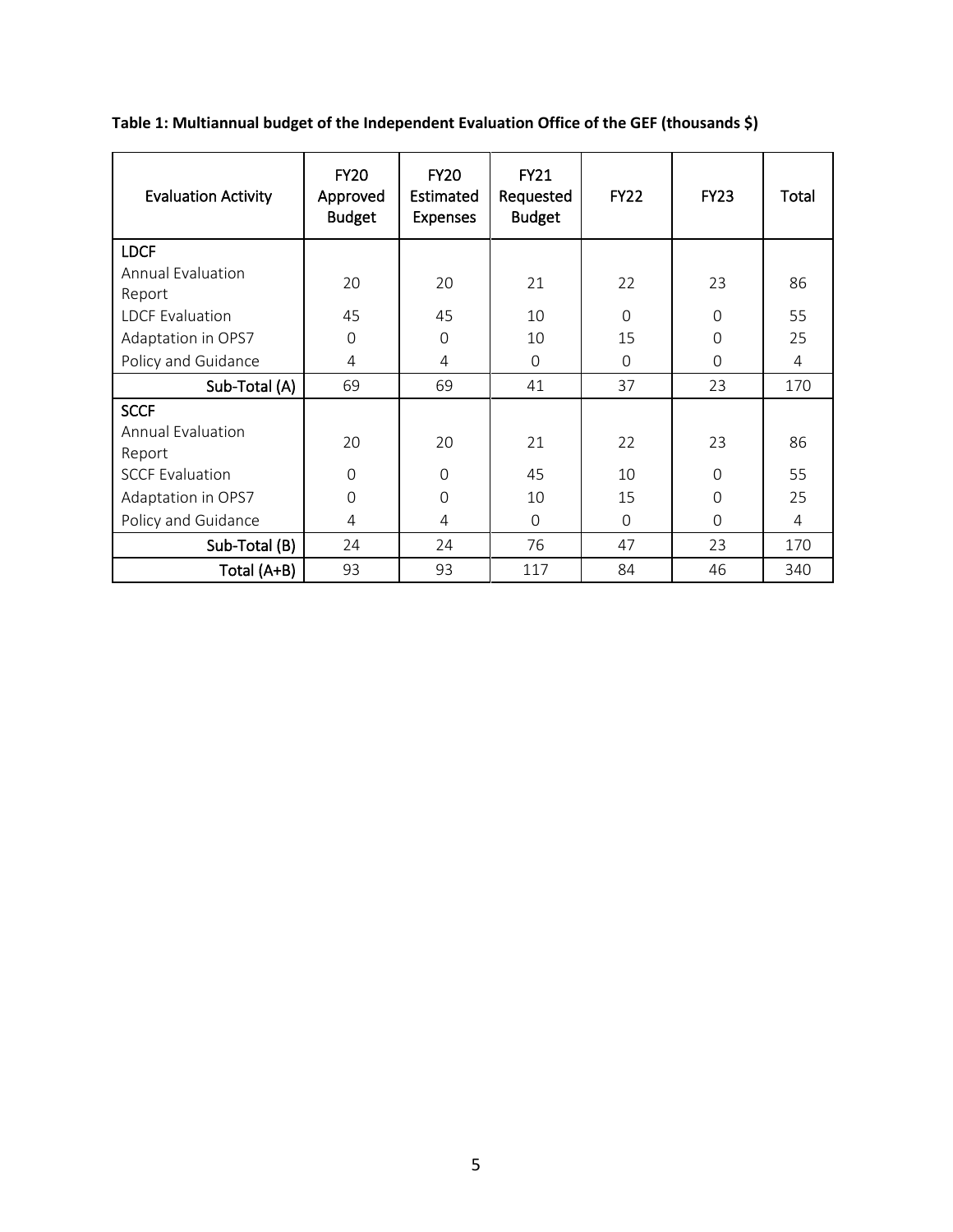**Table 1: Multiannual budget of the Independent Evaluation Office of the GEF (thousands $)**

| Evaluation Activity | FY20 Approved Budget | FY20 Estimated Expenses | FY21 Requested Budget | FY22 | FY23 | Total |
|---|---|---|---|---|---|---|
| LDCF | | | | | | |
| Annual Evaluation Report | 20 | 20 | 21 | 22 | 23 | 86 |
| LDCF Evaluation | 45 | 45 | 10 | 0 | 0 | 55 |
| Adaptation in OPS7 | 0 | 0 | 10 | 15 | 0 | 25 |
| Policy and Guidance | 4 | 4 | 0 | 0 | 0 | 4 |
| Sub-Total (A) | 69 | 69 | 41 | 37 | 23 | 170 |
| SCCF | | | | | | |
| Annual Evaluation Report | 20 | 20 | 21 | 22 | 23 | 86 |
| SCCF Evaluation | 0 | 0 | 45 | 10 | 0 | 55 |
| Adaptation in OPS7 | 0 | 0 | 10 | 15 | 0 | 25 |
| Policy and Guidance | 4 | 4 | 0 | 0 | 0 | 4 |
| Sub-Total (B) | 24 | 24 | 76 | 47 | 23 | 170 |
| Total (A+B) | 93 | 93 | 117 | 84 | 46 | 340 |